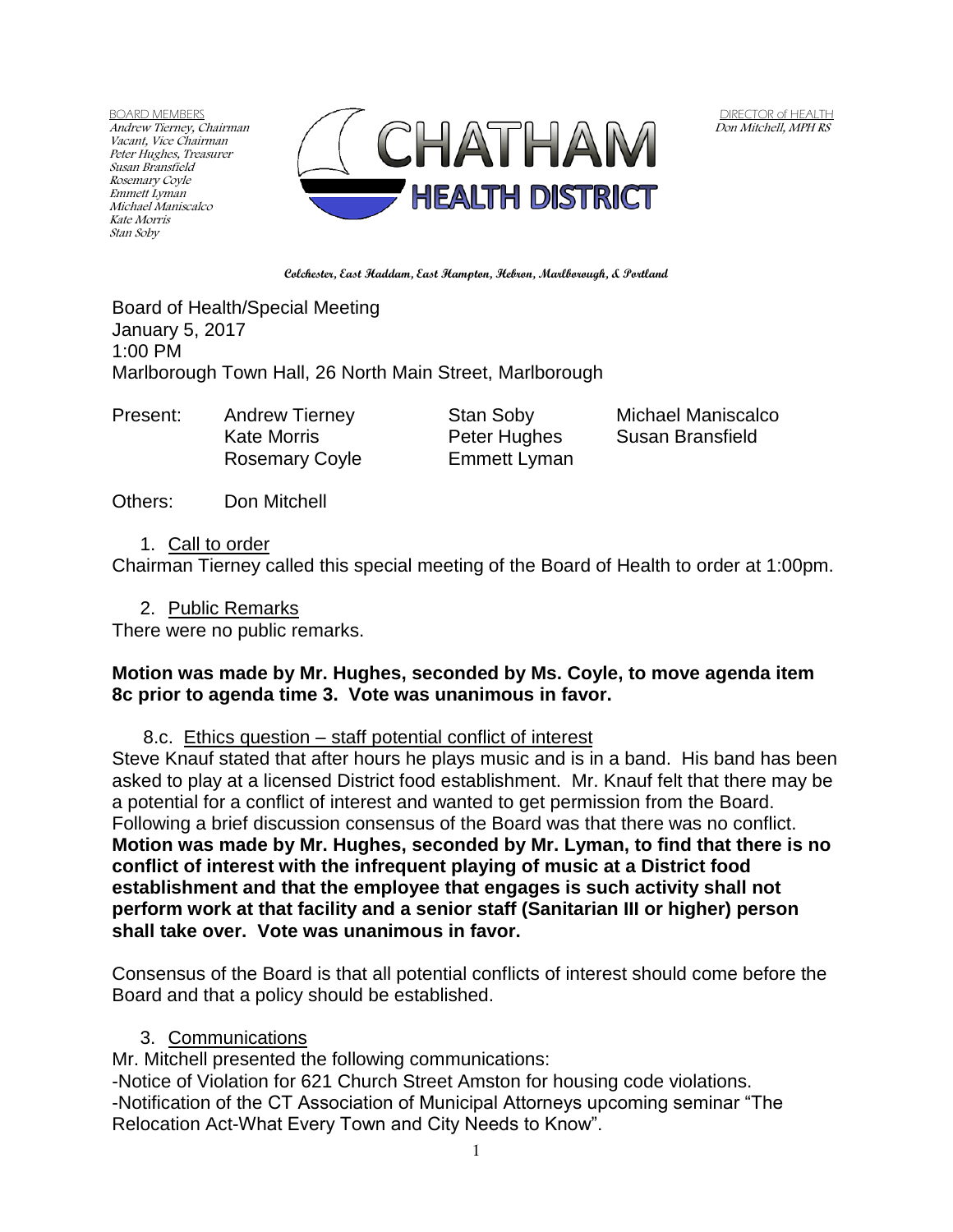BOARD MEMBERS
Andrew Tierney, Chairman
Vacant, Vice Chairman
Peter Hughes, Treasurer
Susan Bransfield
Rosemary Coyle
Emmett Lyman
Michael Maniscalco
Kate Morris
Stan Soby

# CHATHAM HEALTH DISTRICT

DIRECTOR of HEALTH
Don Mitchell, MPH RS

**Colchester, East Haddam, East Hampton, Hebron, Marlborough, & Portland**

Board of Health/Special Meeting
January 5, 2017
1:00 PM
Marlborough Town Hall, 26 North Main Street, Marlborough

| Present: | Andrew Tierney | Stan Soby | Michael Maniscalco |
|---|---|---|---|
| | Kate Morris | Peter Hughes | Susan Bransfield |
| | Rosemary Coyle | Emmett Lyman | |

Others: Don Mitchell

1. Call to order

Chairman Tierney called this special meeting of the Board of Health to order at 1:00pm.

2. Public Remarks

There were no public remarks.

**Motion was made by Mr. Hughes, seconded by Ms. Coyle, to move agenda item 8c prior to agenda time 3. Vote was unanimous in favor.**

8.c. Ethics question – staff potential conflict of interest

Steve Knauf stated that after hours he plays music and is in a band. His band has been asked to play at a licensed District food establishment. Mr. Knauf felt that there may be a potential for a conflict of interest and wanted to get permission from the Board. Following a brief discussion consensus of the Board was that there was no conflict. **Motion was made by Mr. Hughes, seconded by Mr. Lyman, to find that there is no conflict of interest with the infrequent playing of music at a District food establishment and that the employee that engages is such activity shall not perform work at that facility and a senior staff (Sanitarian III or higher) person shall take over. Vote was unanimous in favor.**

Consensus of the Board is that all potential conflicts of interest should come before the Board and that a policy should be established.

3. Communications

Mr. Mitchell presented the following communications:

-Notice of Violation for 621 Church Street Amston for housing code violations.

-Notification of the CT Association of Municipal Attorneys upcoming seminar "The Relocation Act-What Every Town and City Needs to Know".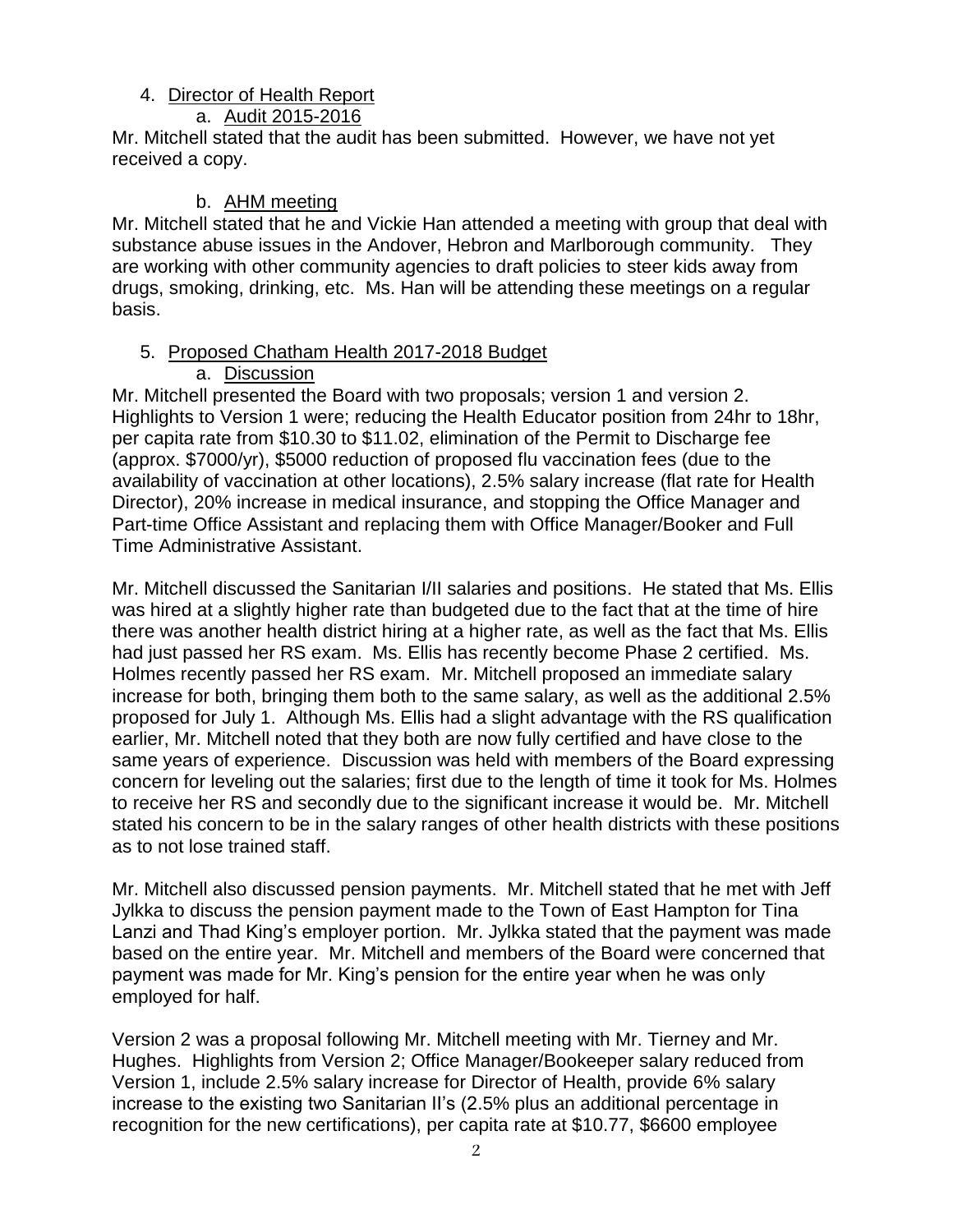4. Director of Health Report
    a. Audit 2015-2016

Mr. Mitchell stated that the audit has been submitted. However, we have not yet received a copy.

b. AHM meeting

Mr. Mitchell stated that he and Vickie Han attended a meeting with group that deal with substance abuse issues in the Andover, Hebron and Marlborough community. They are working with other community agencies to draft policies to steer kids away from drugs, smoking, drinking, etc. Ms. Han will be attending these meetings on a regular basis.

5. Proposed Chatham Health 2017-2018 Budget
    a. Discussion

Mr. Mitchell presented the Board with two proposals; version 1 and version 2. Highlights to Version 1 were; reducing the Health Educator position from 24hr to 18hr, per capita rate from $10.30 to $11.02, elimination of the Permit to Discharge fee (approx. $7000/yr), $5000 reduction of proposed flu vaccination fees (due to the availability of vaccination at other locations), 2.5% salary increase (flat rate for Health Director), 20% increase in medical insurance, and stopping the Office Manager and Part-time Office Assistant and replacing them with Office Manager/Booker and Full Time Administrative Assistant.

Mr. Mitchell discussed the Sanitarian I/II salaries and positions. He stated that Ms. Ellis was hired at a slightly higher rate than budgeted due to the fact that at the time of hire there was another health district hiring at a higher rate, as well as the fact that Ms. Ellis had just passed her RS exam. Ms. Ellis has recently become Phase 2 certified. Ms. Holmes recently passed her RS exam. Mr. Mitchell proposed an immediate salary increase for both, bringing them both to the same salary, as well as the additional 2.5% proposed for July 1. Although Ms. Ellis had a slight advantage with the RS qualification earlier, Mr. Mitchell noted that they both are now fully certified and have close to the same years of experience. Discussion was held with members of the Board expressing concern for leveling out the salaries; first due to the length of time it took for Ms. Holmes to receive her RS and secondly due to the significant increase it would be. Mr. Mitchell stated his concern to be in the salary ranges of other health districts with these positions as to not lose trained staff.

Mr. Mitchell also discussed pension payments. Mr. Mitchell stated that he met with Jeff Jylkka to discuss the pension payment made to the Town of East Hampton for Tina Lanzi and Thad King's employer portion. Mr. Jylkka stated that the payment was made based on the entire year. Mr. Mitchell and members of the Board were concerned that payment was made for Mr. King's pension for the entire year when he was only employed for half.

Version 2 was a proposal following Mr. Mitchell meeting with Mr. Tierney and Mr. Hughes. Highlights from Version 2; Office Manager/Bookeeper salary reduced from Version 1, include 2.5% salary increase for Director of Health, provide 6% salary increase to the existing two Sanitarian II's (2.5% plus an additional percentage in recognition for the new certifications), per capita rate at $10.77, $6600 employee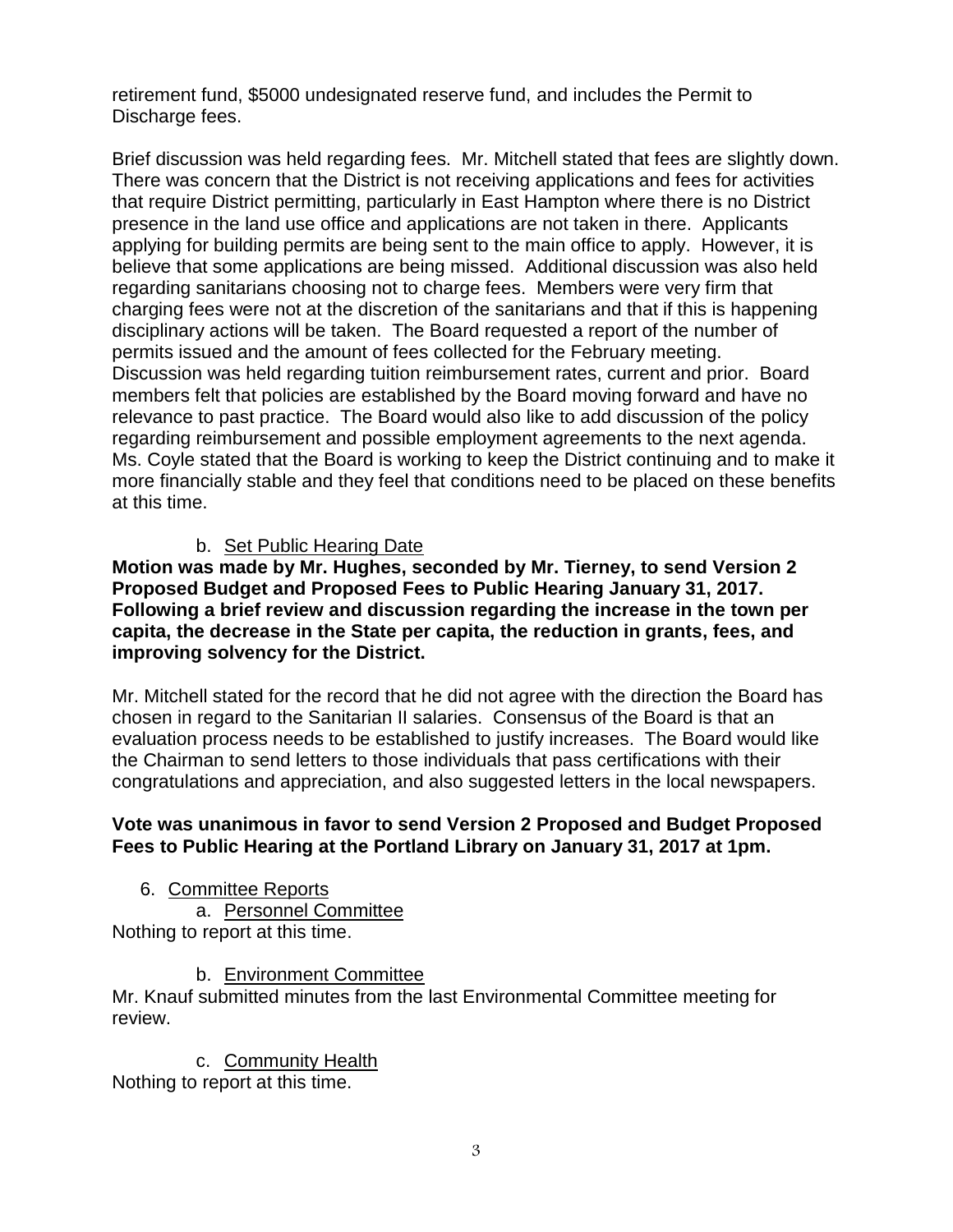retirement fund, $5000 undesignated reserve fund, and includes the Permit to Discharge fees.

Brief discussion was held regarding fees. Mr. Mitchell stated that fees are slightly down. There was concern that the District is not receiving applications and fees for activities that require District permitting, particularly in East Hampton where there is no District presence in the land use office and applications are not taken in there. Applicants applying for building permits are being sent to the main office to apply. However, it is believe that some applications are being missed. Additional discussion was also held regarding sanitarians choosing not to charge fees. Members were very firm that charging fees were not at the discretion of the sanitarians and that if this is happening disciplinary actions will be taken. The Board requested a report of the number of permits issued and the amount of fees collected for the February meeting. Discussion was held regarding tuition reimbursement rates, current and prior. Board members felt that policies are established by the Board moving forward and have no relevance to past practice. The Board would also like to add discussion of the policy regarding reimbursement and possible employment agreements to the next agenda. Ms. Coyle stated that the Board is working to keep the District continuing and to make it more financially stable and they feel that conditions need to be placed on these benefits at this time.

b. <u>Set Public Hearing Date</u>

**Motion was made by Mr. Hughes, seconded by Mr. Tierney, to send Version 2 Proposed Budget and Proposed Fees to Public Hearing January 31, 2017. Following a brief review and discussion regarding the increase in the town per capita, the decrease in the State per capita, the reduction in grants, fees, and improving solvency for the District.**

Mr. Mitchell stated for the record that he did not agree with the direction the Board has chosen in regard to the Sanitarian II salaries. Consensus of the Board is that an evaluation process needs to be established to justify increases. The Board would like the Chairman to send letters to those individuals that pass certifications with their congratulations and appreciation, and also suggested letters in the local newspapers.

**Vote was unanimous in favor to send Version 2 Proposed and Budget Proposed Fees to Public Hearing at the Portland Library on January 31, 2017 at 1pm.**

6. <u>Committee Reports</u>

a. <u>Personnel Committee</u>

Nothing to report at this time.

b. <u>Environment Committee</u>

Mr. Knauf submitted minutes from the last Environmental Committee meeting for review.

c. <u>Community Health</u>

Nothing to report at this time.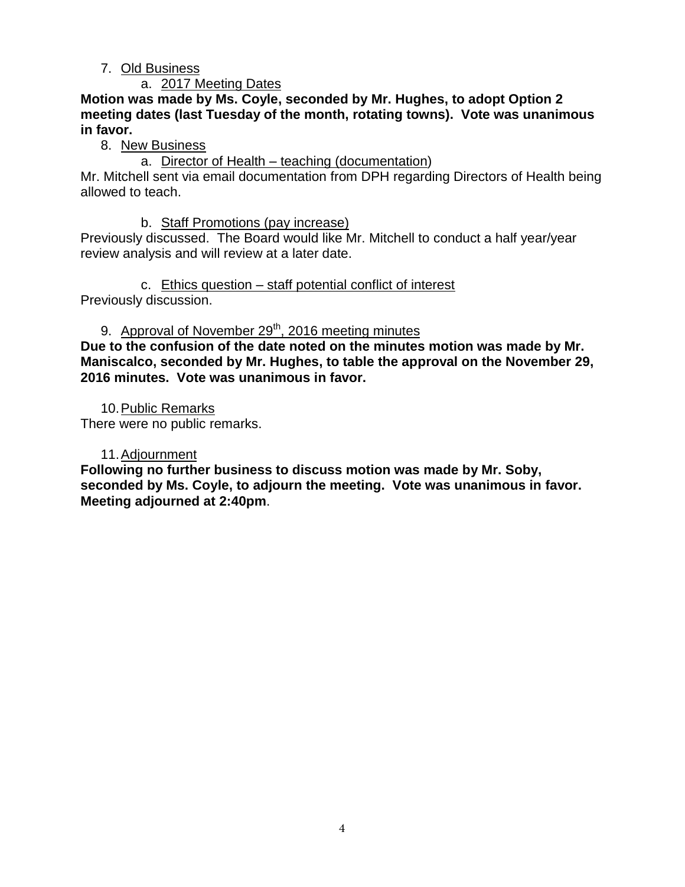7. Old Business

    a. 2017 Meeting Dates

**Motion was made by Ms. Coyle, seconded by Mr. Hughes, to adopt Option 2 meeting dates (last Tuesday of the month, rotating towns). Vote was unanimous in favor.**

8. New Business

    a. Director of Health – teaching (documentation)

Mr. Mitchell sent via email documentation from DPH regarding Directors of Health being allowed to teach.

    b. Staff Promotions (pay increase)

Previously discussed. The Board would like Mr. Mitchell to conduct a half year/year review analysis and will review at a later date.

    c. Ethics question – staff potential conflict of interest

Previously discussion.

9. Approval of November 29th, 2016 meeting minutes

**Due to the confusion of the date noted on the minutes motion was made by Mr. Maniscalco, seconded by Mr. Hughes, to table the approval on the November 29, 2016 minutes. Vote was unanimous in favor.**

10. Public Remarks

There were no public remarks.

11. Adjournment

**Following no further business to discuss motion was made by Mr. Soby, seconded by Ms. Coyle, to adjourn the meeting. Vote was unanimous in favor. Meeting adjourned at 2:40pm**.